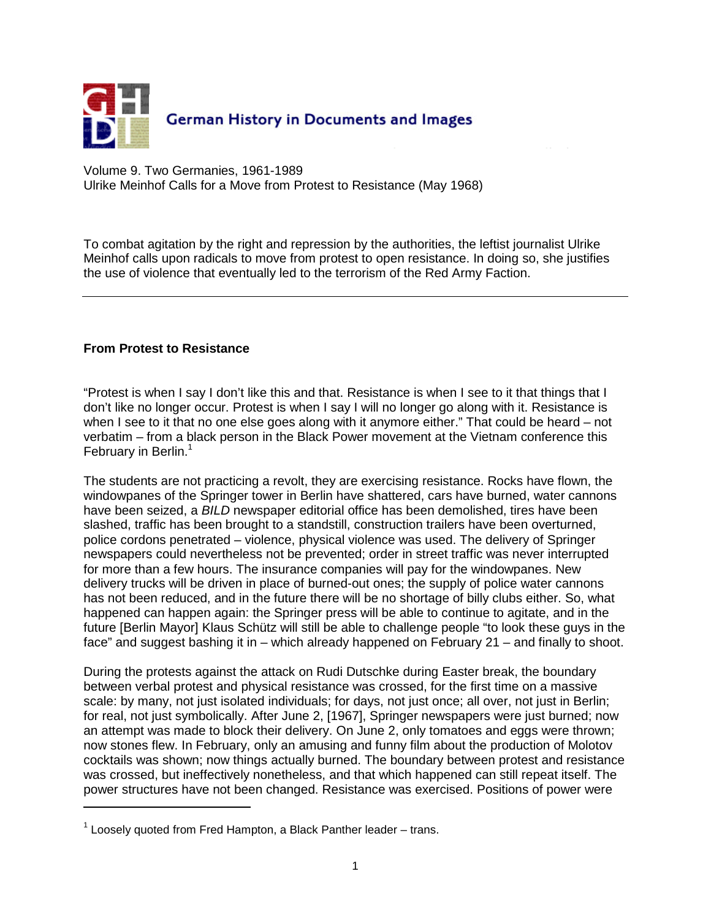German History in Documents and Images

Volume 9. Two Germanies, 1961-1989
Ulrike Meinhof Calls for a Move from Protest to Resistance (May 1968)

To combat agitation by the right and repression by the authorities, the leftist journalist Ulrike Meinhof calls upon radicals to move from protest to open resistance. In doing so, she justifies the use of violence that eventually led to the terrorism of the Red Army Faction.

---

## From Protest to Resistance

"Protest is when I say I don't like this and that. Resistance is when I see to it that things that I don't like no longer occur. Protest is when I say I will no longer go along with it. Resistance is when I see to it that no one else goes along with it anymore either." That could be heard – not verbatim – from a black person in the Black Power movement at the Vietnam conference this February in Berlin.[1]

The students are not practicing a revolt, they are exercising resistance. Rocks have flown, the windowpanes of the Springer tower in Berlin have shattered, cars have burned, water cannons have been seized, a *BILD* newspaper editorial office has been demolished, tires have been slashed, traffic has been brought to a standstill, construction trailers have been overturned, police cordons penetrated – violence, physical violence was used. The delivery of Springer newspapers could nevertheless not be prevented; order in street traffic was never interrupted for more than a few hours. The insurance companies will pay for the windowpanes. New delivery trucks will be driven in place of burned-out ones; the supply of police water cannons has not been reduced, and in the future there will be no shortage of billy clubs either. So, what happened can happen again: the Springer press will be able to continue to agitate, and in the future [Berlin Mayor] Klaus Schütz will still be able to challenge people "to look these guys in the face" and suggest bashing it in – which already happened on February 21 – and finally to shoot.

During the protests against the attack on Rudi Dutschke during Easter break, the boundary between verbal protest and physical resistance was crossed, for the first time on a massive scale: by many, not just isolated individuals; for days, not just once; all over, not just in Berlin; for real, not just symbolically. After June 2, [1967], Springer newspapers were just burned; now an attempt was made to block their delivery. On June 2, only tomatoes and eggs were thrown; now stones flew. In February, only an amusing and funny film about the production of Molotov cocktails was shown; now things actually burned. The boundary between protest and resistance was crossed, but ineffectively nonetheless, and that which happened can still repeat itself. The power structures have not been changed. Resistance was exercised. Positions of power were

---

[1] Loosely quoted from Fred Hampton, a Black Panther leader – trans.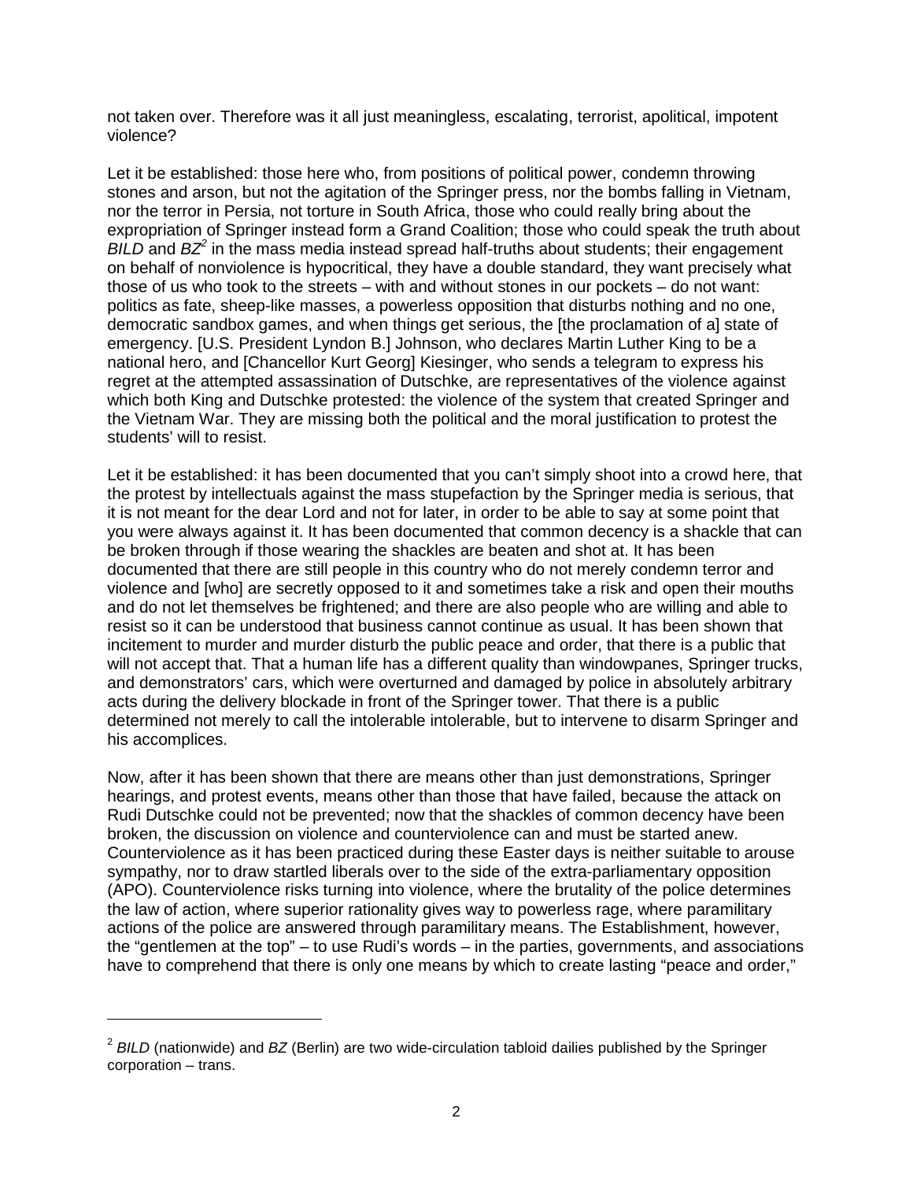not taken over. Therefore was it all just meaningless, escalating, terrorist, apolitical, impotent violence?

Let it be established: those here who, from positions of political power, condemn throwing stones and arson, but not the agitation of the Springer press, nor the bombs falling in Vietnam, nor the terror in Persia, not torture in South Africa, those who could really bring about the expropriation of Springer instead form a Grand Coalition; those who could speak the truth about *BILD* and *BZ*[2] in the mass media instead spread half-truths about students; their engagement on behalf of nonviolence is hypocritical, they have a double standard, they want precisely what those of us who took to the streets – with and without stones in our pockets – do not want: politics as fate, sheep-like masses, a powerless opposition that disturbs nothing and no one, democratic sandbox games, and when things get serious, the [the proclamation of a] state of emergency. [U.S. President Lyndon B.] Johnson, who declares Martin Luther King to be a national hero, and [Chancellor Kurt Georg] Kiesinger, who sends a telegram to express his regret at the attempted assassination of Dutschke, are representatives of the violence against which both King and Dutschke protested: the violence of the system that created Springer and the Vietnam War. They are missing both the political and the moral justification to protest the students' will to resist.

Let it be established: it has been documented that you can't simply shoot into a crowd here, that the protest by intellectuals against the mass stupefaction by the Springer media is serious, that it is not meant for the dear Lord and not for later, in order to be able to say at some point that you were always against it. It has been documented that common decency is a shackle that can be broken through if those wearing the shackles are beaten and shot at. It has been documented that there are still people in this country who do not merely condemn terror and violence and [who] are secretly opposed to it and sometimes take a risk and open their mouths and do not let themselves be frightened; and there are also people who are willing and able to resist so it can be understood that business cannot continue as usual. It has been shown that incitement to murder and murder disturb the public peace and order, that there is a public that will not accept that. That a human life has a different quality than windowpanes, Springer trucks, and demonstrators' cars, which were overturned and damaged by police in absolutely arbitrary acts during the delivery blockade in front of the Springer tower. That there is a public determined not merely to call the intolerable intolerable, but to intervene to disarm Springer and his accomplices.

Now, after it has been shown that there are means other than just demonstrations, Springer hearings, and protest events, means other than those that have failed, because the attack on Rudi Dutschke could not be prevented; now that the shackles of common decency have been broken, the discussion on violence and counterviolence can and must be started anew. Counterviolence as it has been practiced during these Easter days is neither suitable to arouse sympathy, nor to draw startled liberals over to the side of the extra-parliamentary opposition (APO). Counterviolence risks turning into violence, where the brutality of the police determines the law of action, where superior rationality gives way to powerless rage, where paramilitary actions of the police are answered through paramilitary means. The Establishment, however, the "gentlemen at the top" – to use Rudi's words – in the parties, governments, and associations have to comprehend that there is only one means by which to create lasting "peace and order,"

---

[2] *BILD* (nationwide) and *BZ* (Berlin) are two wide-circulation tabloid dailies published by the Springer corporation – trans.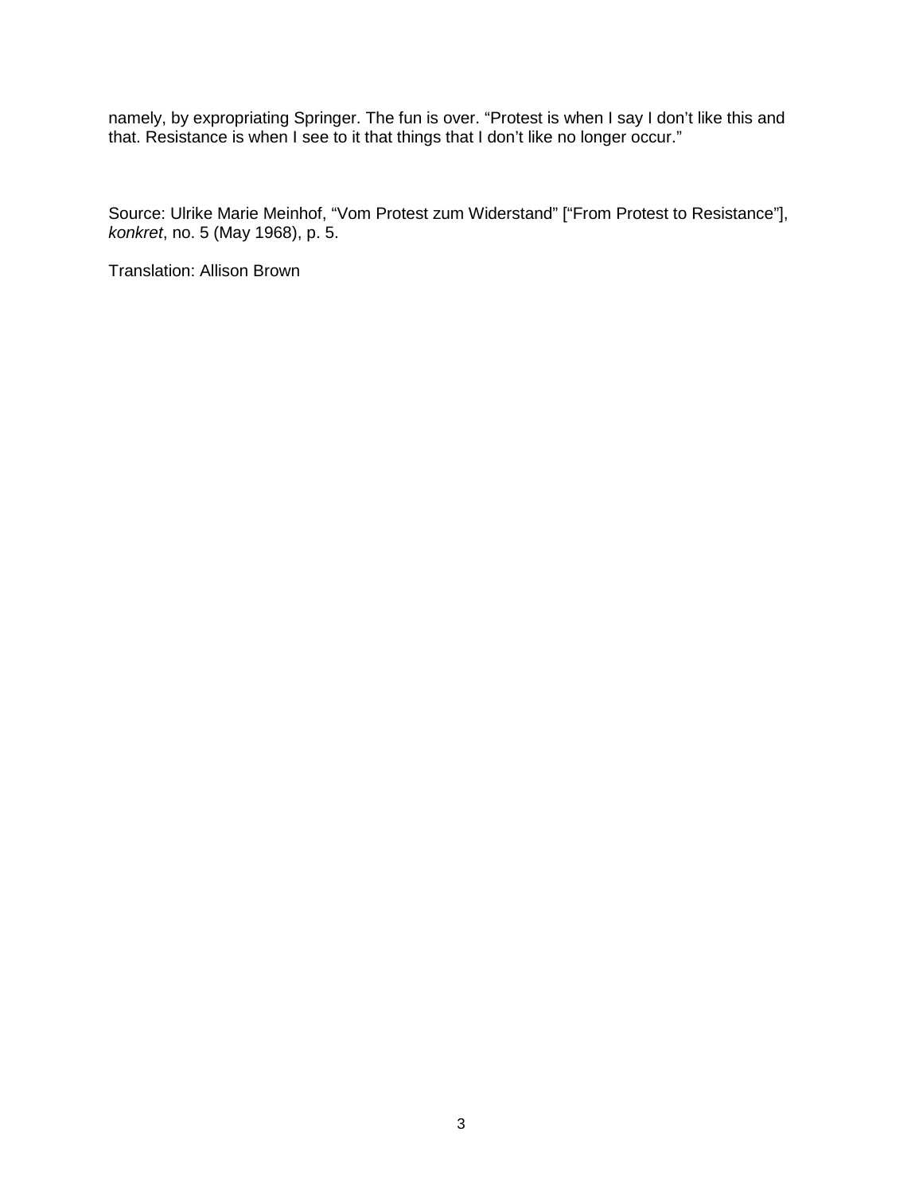namely, by expropriating Springer. The fun is over. "Protest is when I say I don't like this and that. Resistance is when I see to it that things that I don't like no longer occur."

Source: Ulrike Marie Meinhof, "Vom Protest zum Widerstand" ["From Protest to Resistance"], *konkret*, no. 5 (May 1968), p. 5.

Translation: Allison Brown